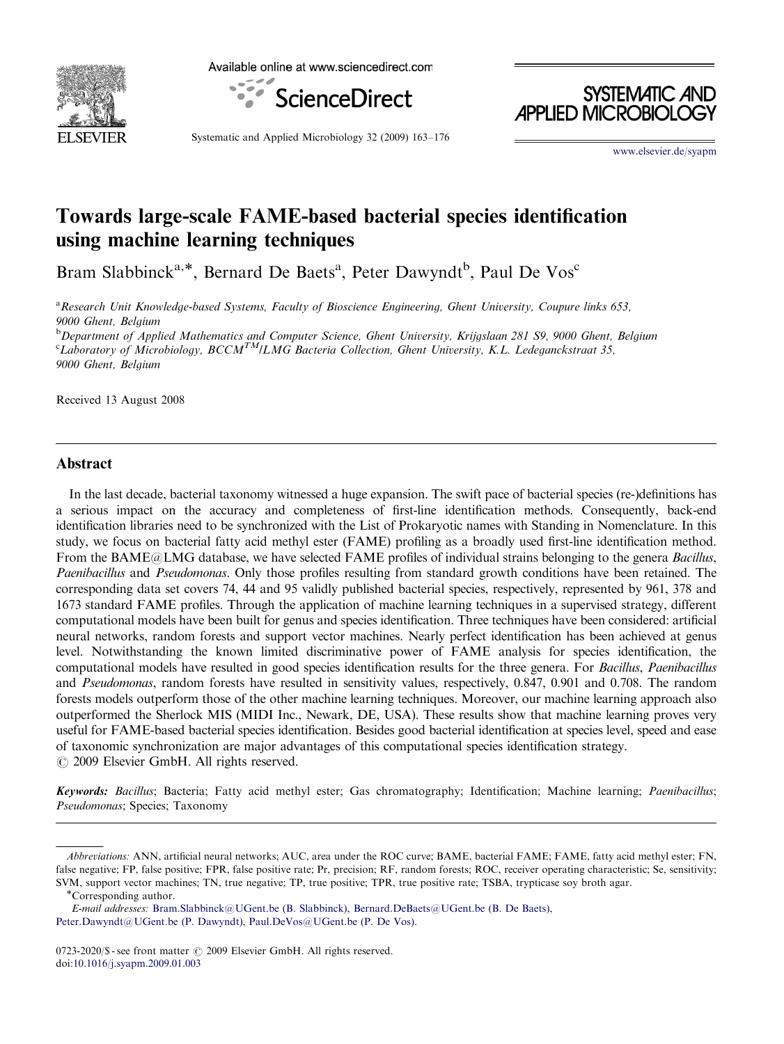# Towards large-scale FAME-based bacterial species identification using machine learning techniques

Bram Slabbinck[a,*], Bernard De Baets[a], Peter Dawyndt[b], Paul De Vos[c]

[a]Research Unit Knowledge-based Systems, Faculty of Bioscience Engineering, Ghent University, Coupure links 653, 9000 Ghent, Belgium

[b]Department of Applied Mathematics and Computer Science, Ghent University, Krijgslaan 281 S9, 9000 Ghent, Belgium

[c]Laboratory of Microbiology, BCCM$^{TM}$/LMG Bacteria Collection, Ghent University, K.L. Ledeganckstraat 35, 9000 Ghent, Belgium

Received 13 August 2008

## Abstract

In the last decade, bacterial taxonomy witnessed a huge expansion. The swift pace of bacterial species (re-)definitions has a serious impact on the accuracy and completeness of first-line identification methods. Consequently, back-end identification libraries need to be synchronized with the List of Prokaryotic names with Standing in Nomenclature. In this study, we focus on bacterial fatty acid methyl ester (FAME) profiling as a broadly used first-line identification method. From the BAME@LMG database, we have selected FAME profiles of individual strains belonging to the genera *Bacillus*, *Paenibacillus* and *Pseudomonas*. Only those profiles resulting from standard growth conditions have been retained. The corresponding data set covers 74, 44 and 95 validly published bacterial species, respectively, represented by 961, 378 and 1673 standard FAME profiles. Through the application of machine learning techniques in a supervised strategy, different computational models have been built for genus and species identification. Three techniques have been considered: artificial neural networks, random forests and support vector machines. Nearly perfect identification has been achieved at genus level. Notwithstanding the known limited discriminative power of FAME analysis for species identification, the computational models have resulted in good species identification results for the three genera. For *Bacillus*, *Paenibacillus* and *Pseudomonas*, random forests have resulted in sensitivity values, respectively, 0.847, 0.901 and 0.708. The random forests models outperform those of the other machine learning techniques. Moreover, our machine learning approach also outperformed the Sherlock MIS (MIDI Inc., Newark, DE, USA). These results show that machine learning proves very useful for FAME-based bacterial species identification. Besides good bacterial identification at species level, speed and ease of taxonomic synchronization are major advantages of this computational species identification strategy.

© 2009 Elsevier GmbH. All rights reserved.

**Keywords:** *Bacillus*; Bacteria; Fatty acid methyl ester; Gas chromatography; Identification; Machine learning; *Paenibacillus*; *Pseudomonas*; Species; Taxonomy

---

*Abbreviations:* ANN, artificial neural networks; AUC, area under the ROC curve; BAME, bacterial FAME; FAME, fatty acid methyl ester; FN, false negative; FP, false positive; FPR, false positive rate; Pr, precision; RF, random forests; ROC, receiver operating characteristic; Se, sensitivity; SVM, support vector machines; TN, true negative; TP, true positive; TPR, true positive rate; TSBA, trypticase soy broth agar.

*Corresponding author.

*E-mail addresses:* Bram.Slabbinck@UGent.be (B. Slabbinck), Bernard.DeBaets@UGent.be (B. De Baets), Peter.Dawyndt@UGent.be (P. Dawyndt), Paul.DeVos@UGent.be (P. De Vos).

0723-2020/$ - see front matter © 2009 Elsevier GmbH. All rights reserved.
doi:10.1016/j.syapm.2009.01.003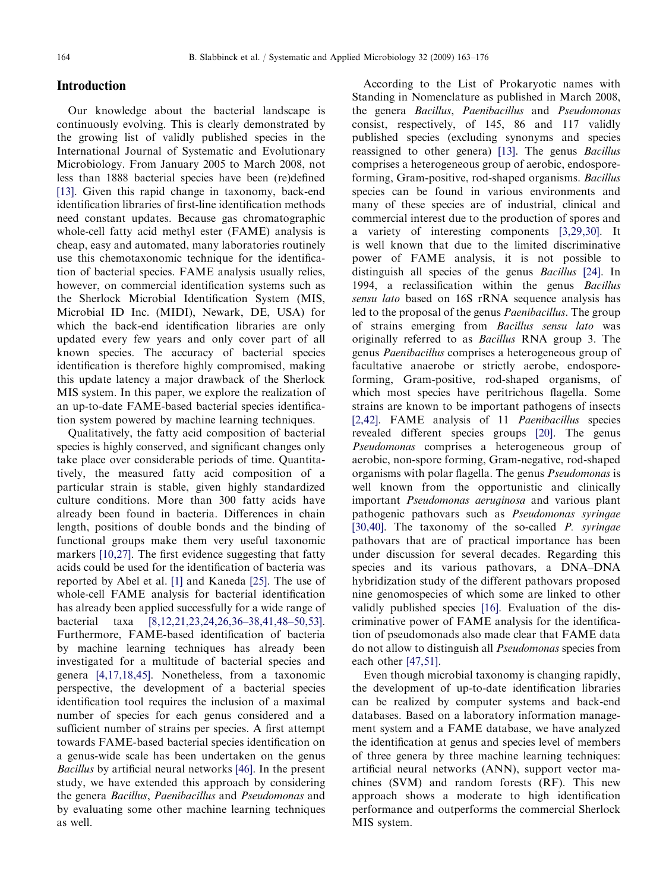## Introduction

Our knowledge about the bacterial landscape is continuously evolving. This is clearly demonstrated by the growing list of validly published species in the International Journal of Systematic and Evolutionary Microbiology. From January 2005 to March 2008, not less than 1888 bacterial species have been (re)defined [13]. Given this rapid change in taxonomy, back-end identification libraries of first-line identification methods need constant updates. Because gas chromatographic whole-cell fatty acid methyl ester (FAME) analysis is cheap, easy and automated, many laboratories routinely use this chemotaxonomic technique for the identification of bacterial species. FAME analysis usually relies, however, on commercial identification systems such as the Sherlock Microbial Identification System (MIS, Microbial ID Inc. (MIDI), Newark, DE, USA) for which the back-end identification libraries are only updated every few years and only cover part of all known species. The accuracy of bacterial species identification is therefore highly compromised, making this update latency a major drawback of the Sherlock MIS system. In this paper, we explore the realization of an up-to-date FAME-based bacterial species identification system powered by machine learning techniques.

Qualitatively, the fatty acid composition of bacterial species is highly conserved, and significant changes only take place over considerable periods of time. Quantitatively, the measured fatty acid composition of a particular strain is stable, given highly standardized culture conditions. More than 300 fatty acids have already been found in bacteria. Differences in chain length, positions of double bonds and the binding of functional groups make them very useful taxonomic markers [10,27]. The first evidence suggesting that fatty acids could be used for the identification of bacteria was reported by Abel et al. [1] and Kaneda [25]. The use of whole-cell FAME analysis for bacterial identification has already been applied successfully for a wide range of bacterial taxa [8,12,21,23,24,26,36–38,41,48–50,53]. Furthermore, FAME-based identification of bacteria by machine learning techniques has already been investigated for a multitude of bacterial species and genera [4,17,18,45]. Nonetheless, from a taxonomic perspective, the development of a bacterial species identification tool requires the inclusion of a maximal number of species for each genus considered and a sufficient number of strains per species. A first attempt towards FAME-based bacterial species identification on a genus-wide scale has been undertaken on the genus *Bacillus* by artificial neural networks [46]. In the present study, we have extended this approach by considering the genera *Bacillus*, *Paenibacillus* and *Pseudomonas* and by evaluating some other machine learning techniques as well.

According to the List of Prokaryotic names with Standing in Nomenclature as published in March 2008, the genera *Bacillus*, *Paenibacillus* and *Pseudomonas* consist, respectively, of 145, 86 and 117 validly published species (excluding synonyms and species reassigned to other genera) [13]. The genus *Bacillus* comprises a heterogeneous group of aerobic, endospore-forming, Gram-positive, rod-shaped organisms. *Bacillus* species can be found in various environments and many of these species are of industrial, clinical and commercial interest due to the production of spores and a variety of interesting components [3,29,30]. It is well known that due to the limited discriminative power of FAME analysis, it is not possible to distinguish all species of the genus *Bacillus* [24]. In 1994, a reclassification within the genus *Bacillus sensu lato* based on 16S rRNA sequence analysis has led to the proposal of the genus *Paenibacillus*. The group of strains emerging from *Bacillus sensu lato* was originally referred to as *Bacillus* RNA group 3. The genus *Paenibacillus* comprises a heterogeneous group of facultative anaerobe or strictly aerobe, endospore-forming, Gram-positive, rod-shaped organisms, of which most species have peritrichous flagella. Some strains are known to be important pathogens of insects [2,42]. FAME analysis of 11 *Paenibacillus* species revealed different species groups [20]. The genus *Pseudomonas* comprises a heterogeneous group of aerobic, non-spore forming, Gram-negative, rod-shaped organisms with polar flagella. The genus *Pseudomonas* is well known from the opportunistic and clinically important *Pseudomonas aeruginosa* and various plant pathogenic pathovars such as *Pseudomonas syringae* [30,40]. The taxonomy of the so-called *P. syringae* pathovars that are of practical importance has been under discussion for several decades. Regarding this species and its various pathovars, a DNA–DNA hybridization study of the different pathovars proposed nine genomospecies of which some are linked to other validly published species [16]. Evaluation of the discriminative power of FAME analysis for the identification of pseudomonads also made clear that FAME data do not allow to distinguish all *Pseudomonas* species from each other [47,51].

Even though microbial taxonomy is changing rapidly, the development of up-to-date identification libraries can be realized by computer systems and back-end databases. Based on a laboratory information management system and a FAME database, we have analyzed the identification at genus and species level of members of three genera by three machine learning techniques: artificial neural networks (ANN), support vector machines (SVM) and random forests (RF). This new approach shows a moderate to high identification performance and outperforms the commercial Sherlock MIS system.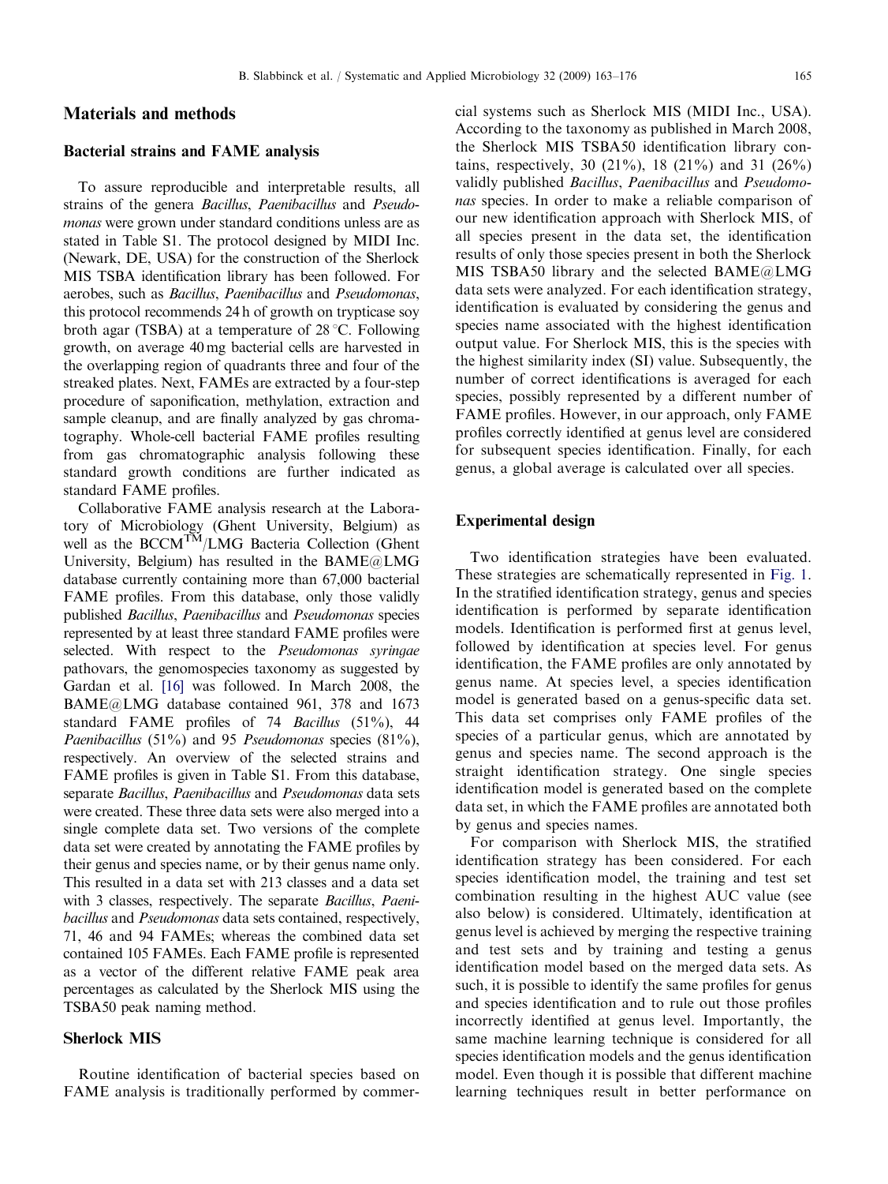## Materials and methods

### Bacterial strains and FAME analysis

To assure reproducible and interpretable results, all strains of the genera *Bacillus*, *Paenibacillus* and *Pseudomonas* were grown under standard conditions unless are as stated in Table S1. The protocol designed by MIDI Inc. (Newark, DE, USA) for the construction of the Sherlock MIS TSBA identification library has been followed. For aerobes, such as *Bacillus*, *Paenibacillus* and *Pseudomonas*, this protocol recommends 24 h of growth on trypticase soy broth agar (TSBA) at a temperature of 28 °C. Following growth, on average 40 mg bacterial cells are harvested in the overlapping region of quadrants three and four of the streaked plates. Next, FAMEs are extracted by a four-step procedure of saponification, methylation, extraction and sample cleanup, and are finally analyzed by gas chromatography. Whole-cell bacterial FAME profiles resulting from gas chromatographic analysis following these standard growth conditions are further indicated as standard FAME profiles.

Collaborative FAME analysis research at the Laboratory of Microbiology (Ghent University, Belgium) as well as the BCCM$^{TM}$/LMG Bacteria Collection (Ghent University, Belgium) has resulted in the BAME@LMG database currently containing more than 67,000 bacterial FAME profiles. From this database, only those validly published *Bacillus*, *Paenibacillus* and *Pseudomonas* species represented by at least three standard FAME profiles were selected. With respect to the *Pseudomonas syringae* pathovars, the genomospecies taxonomy as suggested by Gardan et al. [16] was followed. In March 2008, the BAME@LMG database contained 961, 378 and 1673 standard FAME profiles of 74 *Bacillus* (51%), 44 *Paenibacillus* (51%) and 95 *Pseudomonas* species (81%), respectively. An overview of the selected strains and FAME profiles is given in Table S1. From this database, separate *Bacillus*, *Paenibacillus* and *Pseudomonas* data sets were created. These three data sets were also merged into a single complete data set. Two versions of the complete data set were created by annotating the FAME profiles by their genus and species name, or by their genus name only. This resulted in a data set with 213 classes and a data set with 3 classes, respectively. The separate *Bacillus*, *Paenibacillus* and *Pseudomonas* data sets contained, respectively, 71, 46 and 94 FAMEs; whereas the combined data set contained 105 FAMEs. Each FAME profile is represented as a vector of the different relative FAME peak area percentages as calculated by the Sherlock MIS using the TSBA50 peak naming method.

### Sherlock MIS

Routine identification of bacterial species based on FAME analysis is traditionally performed by commercial systems such as Sherlock MIS (MIDI Inc., USA). According to the taxonomy as published in March 2008, the Sherlock MIS TSBA50 identification library contains, respectively, 30 (21%), 18 (21%) and 31 (26%) validly published *Bacillus*, *Paenibacillus* and *Pseudomonas* species. In order to make a reliable comparison of our new identification approach with Sherlock MIS, of all species present in the data set, the identification results of only those species present in both the Sherlock MIS TSBA50 library and the selected BAME@LMG data sets were analyzed. For each identification strategy, identification is evaluated by considering the genus and species name associated with the highest identification output value. For Sherlock MIS, this is the species with the highest similarity index (SI) value. Subsequently, the number of correct identifications is averaged for each species, possibly represented by a different number of FAME profiles. However, in our approach, only FAME profiles correctly identified at genus level are considered for subsequent species identification. Finally, for each genus, a global average is calculated over all species.

### Experimental design

Two identification strategies have been evaluated. These strategies are schematically represented in Fig. 1. In the stratified identification strategy, genus and species identification is performed by separate identification models. Identification is performed first at genus level, followed by identification at species level. For genus identification, the FAME profiles are only annotated by genus name. At species level, a species identification model is generated based on a genus-specific data set. This data set comprises only FAME profiles of the species of a particular genus, which are annotated by genus and species name. The second approach is the straight identification strategy. One single species identification model is generated based on the complete data set, in which the FAME profiles are annotated both by genus and species names.

For comparison with Sherlock MIS, the stratified identification strategy has been considered. For each species identification model, the training and test set combination resulting in the highest AUC value (see also below) is considered. Ultimately, identification at genus level is achieved by merging the respective training and test sets and by training and testing a genus identification model based on the merged data sets. As such, it is possible to identify the same profiles for genus and species identification and to rule out those profiles incorrectly identified at genus level. Importantly, the same machine learning technique is considered for all species identification models and the genus identification model. Even though it is possible that different machine learning techniques result in better performance on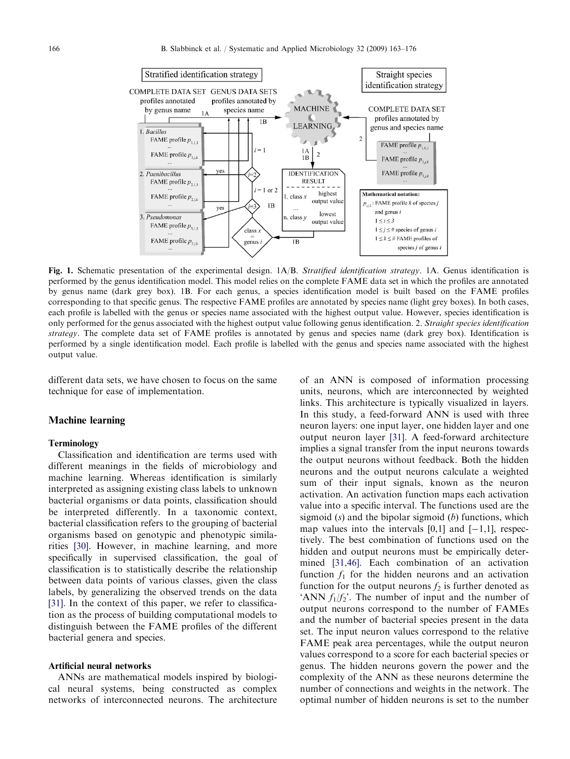**Fig. 1.** Schematic presentation of the experimental design. 1A/B. *Stratified identification strategy*. 1A. Genus identification is performed by the genus identification model. This model relies on the complete FAME data set in which the profiles are annotated by genus name (dark grey box). 1B. For each genus, a species identification model is built based on the FAME profiles corresponding to that specific genus. The respective FAME profiles are annotated by species name (light grey boxes). In both cases, each profile is labelled with the genus or species name associated with the highest output value. However, species identification is only performed for the genus associated with the highest output value following genus identification. 2. *Straight species identification strategy*. The complete data set of FAME profiles is annotated by genus and species name (dark grey box). Identification is performed by a single identification model. Each profile is labelled with the genus and species name associated with the highest output value.

different data sets, we have chosen to focus on the same technique for ease of implementation.

## Machine learning

### Terminology

Classification and identification are terms used with different meanings in the fields of microbiology and machine learning. Whereas identification is similarly interpreted as assigning existing class labels to unknown bacterial organisms or data points, classification should be interpreted differently. In a taxonomic context, bacterial classification refers to the grouping of bacterial organisms based on genotypic and phenotypic similarities [30]. However, in machine learning, and more specifically in supervised classification, the goal of classification is to statistically describe the relationship between data points of various classes, given the class labels, by generalizing the observed trends on the data [31]. In the context of this paper, we refer to classification as the process of building computational models to distinguish between the FAME profiles of the different bacterial genera and species.

### Artificial neural networks

ANNs are mathematical models inspired by biological neural systems, being constructed as complex networks of interconnected neurons. The architecture of an ANN is composed of information processing units, neurons, which are interconnected by weighted links. This architecture is typically visualized in layers. In this study, a feed-forward ANN is used with three neuron layers: one input layer, one hidden layer and one output neuron layer [31]. A feed-forward architecture implies a signal transfer from the input neurons towards the output neurons without feedback. Both the hidden neurons and the output neurons calculate a weighted sum of their input signals, known as the neuron activation. An activation function maps each activation value into a specific interval. The functions used are the sigmoid ($s$) and the bipolar sigmoid ($b$) functions, which map values into the intervals [0,1] and [−1,1], respectively. The best combination of functions used on the hidden and output neurons must be empirically determined [31,46]. Each combination of an activation function $f_1$ for the hidden neurons and an activation function for the output neurons $f_2$ is further denoted as 'ANN $f_1/f_2$'. The number of input and the number of output neurons correspond to the number of FAMEs and the number of bacterial species present in the data set. The input neuron values correspond to the relative FAME peak area percentages, while the output neuron values correspond to a score for each bacterial species or genus. The hidden neurons govern the power and the complexity of the ANN as these neurons determine the number of connections and weights in the network. The optimal number of hidden neurons is set to the number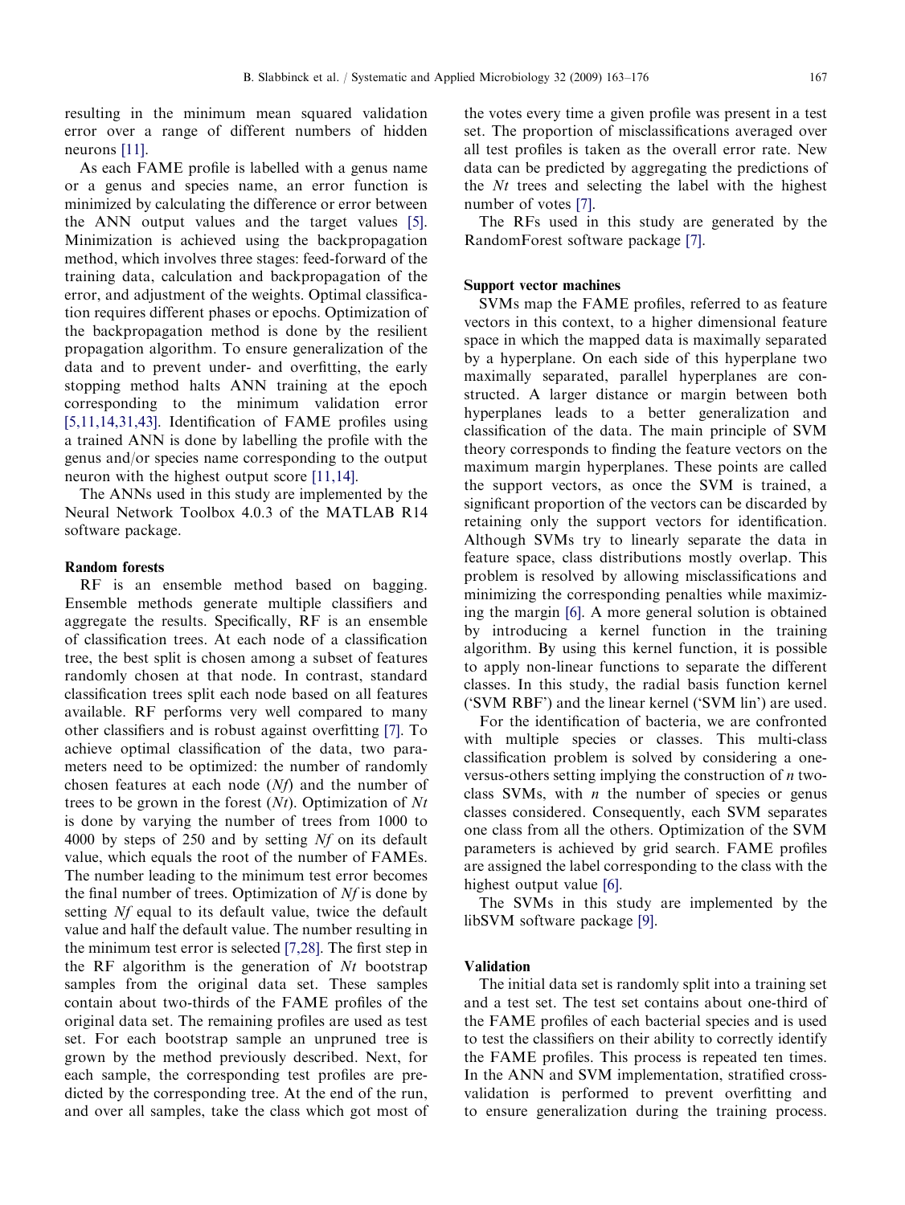resulting in the minimum mean squared validation error over a range of different numbers of hidden neurons [11].

As each FAME profile is labelled with a genus name or a genus and species name, an error function is minimized by calculating the difference or error between the ANN output values and the target values [5]. Minimization is achieved using the backpropagation method, which involves three stages: feed-forward of the training data, calculation and backpropagation of the error, and adjustment of the weights. Optimal classification requires different phases or epochs. Optimization of the backpropagation method is done by the resilient propagation algorithm. To ensure generalization of the data and to prevent under- and overfitting, the early stopping method halts ANN training at the epoch corresponding to the minimum validation error [5,11,14,31,43]. Identification of FAME profiles using a trained ANN is done by labelling the profile with the genus and/or species name corresponding to the output neuron with the highest output score [11,14].

The ANNs used in this study are implemented by the Neural Network Toolbox 4.0.3 of the MATLAB R14 software package.

#### Random forests

RF is an ensemble method based on bagging. Ensemble methods generate multiple classifiers and aggregate the results. Specifically, RF is an ensemble of classification trees. At each node of a classification tree, the best split is chosen among a subset of features randomly chosen at that node. In contrast, standard classification trees split each node based on all features available. RF performs very well compared to many other classifiers and is robust against overfitting [7]. To achieve optimal classification of the data, two parameters need to be optimized: the number of randomly chosen features at each node (*Nf*) and the number of trees to be grown in the forest (*Nt*). Optimization of *Nt* is done by varying the number of trees from 1000 to 4000 by steps of 250 and by setting *Nf* on its default value, which equals the root of the number of FAMEs. The number leading to the minimum test error becomes the final number of trees. Optimization of *Nf* is done by setting *Nf* equal to its default value, twice the default value and half the default value. The number resulting in the minimum test error is selected [7,28]. The first step in the RF algorithm is the generation of *Nt* bootstrap samples from the original data set. These samples contain about two-thirds of the FAME profiles of the original data set. The remaining profiles are used as test set. For each bootstrap sample an unpruned tree is grown by the method previously described. Next, for each sample, the corresponding test profiles are predicted by the corresponding tree. At the end of the run, and over all samples, take the class which got most of the votes every time a given profile was present in a test set. The proportion of misclassifications averaged over all test profiles is taken as the overall error rate. New data can be predicted by aggregating the predictions of the *Nt* trees and selecting the label with the highest number of votes [7].

The RFs used in this study are generated by the RandomForest software package [7].

#### Support vector machines

SVMs map the FAME profiles, referred to as feature vectors in this context, to a higher dimensional feature space in which the mapped data is maximally separated by a hyperplane. On each side of this hyperplane two maximally separated, parallel hyperplanes are constructed. A larger distance or margin between both hyperplanes leads to a better generalization and classification of the data. The main principle of SVM theory corresponds to finding the feature vectors on the maximum margin hyperplanes. These points are called the support vectors, as once the SVM is trained, a significant proportion of the vectors can be discarded by retaining only the support vectors for identification. Although SVMs try to linearly separate the data in feature space, class distributions mostly overlap. This problem is resolved by allowing misclassifications and minimizing the corresponding penalties while maximizing the margin [6]. A more general solution is obtained by introducing a kernel function in the training algorithm. By using this kernel function, it is possible to apply non-linear functions to separate the different classes. In this study, the radial basis function kernel ('SVM RBF') and the linear kernel ('SVM lin') are used.

For the identification of bacteria, we are confronted with multiple species or classes. This multi-class classification problem is solved by considering a one-versus-others setting implying the construction of *n* two-class SVMs, with *n* the number of species or genus classes considered. Consequently, each SVM separates one class from all the others. Optimization of the SVM parameters is achieved by grid search. FAME profiles are assigned the label corresponding to the class with the highest output value [6].

The SVMs in this study are implemented by the libSVM software package [9].

#### Validation

The initial data set is randomly split into a training set and a test set. The test set contains about one-third of the FAME profiles of each bacterial species and is used to test the classifiers on their ability to correctly identify the FAME profiles. This process is repeated ten times. In the ANN and SVM implementation, stratified cross-validation is performed to prevent overfitting and to ensure generalization during the training process.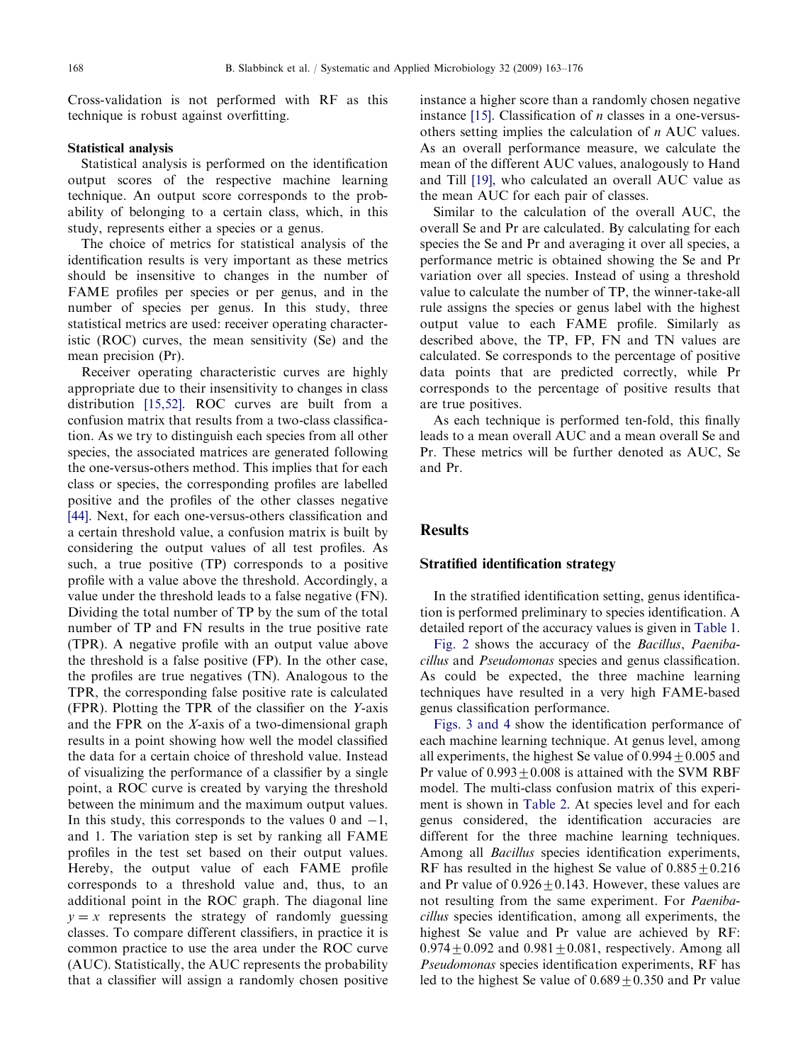Cross-validation is not performed with RF as this technique is robust against overfitting.

**Statistical analysis**

Statistical analysis is performed on the identification output scores of the respective machine learning technique. An output score corresponds to the probability of belonging to a certain class, which, in this study, represents either a species or a genus.

The choice of metrics for statistical analysis of the identification results is very important as these metrics should be insensitive to changes in the number of FAME profiles per species or per genus, and in the number of species per genus. In this study, three statistical metrics are used: receiver operating characteristic (ROC) curves, the mean sensitivity (Se) and the mean precision (Pr).

Receiver operating characteristic curves are highly appropriate due to their insensitivity to changes in class distribution [15,52]. ROC curves are built from a confusion matrix that results from a two-class classification. As we try to distinguish each species from all other species, the associated matrices are generated following the one-versus-others method. This implies that for each class or species, the corresponding profiles are labelled positive and the profiles of the other classes negative [44]. Next, for each one-versus-others classification and a certain threshold value, a confusion matrix is built by considering the output values of all test profiles. As such, a true positive (TP) corresponds to a positive profile with a value above the threshold. Accordingly, a value under the threshold leads to a false negative (FN). Dividing the total number of TP by the sum of the total number of TP and FN results in the true positive rate (TPR). A negative profile with an output value above the threshold is a false positive (FP). In the other case, the profiles are true negatives (TN). Analogous to the TPR, the corresponding false positive rate is calculated (FPR). Plotting the TPR of the classifier on the $Y$-axis and the FPR on the $X$-axis of a two-dimensional graph results in a point showing how well the model classified the data for a certain choice of threshold value. Instead of visualizing the performance of a classifier by a single point, a ROC curve is created by varying the threshold between the minimum and the maximum output values. In this study, this corresponds to the values 0 and $-1$, and 1. The variation step is set by ranking all FAME profiles in the test set based on their output values. Hereby, the output value of each FAME profile corresponds to a threshold value and, thus, to an additional point in the ROC graph. The diagonal line $y = x$ represents the strategy of randomly guessing classes. To compare different classifiers, in practice it is common practice to use the area under the ROC curve (AUC). Statistically, the AUC represents the probability that a classifier will assign a randomly chosen positive instance a higher score than a randomly chosen negative instance [15]. Classification of $n$ classes in a one-versus-others setting implies the calculation of $n$ AUC values. As an overall performance measure, we calculate the mean of the different AUC values, analogously to Hand and Till [19], who calculated an overall AUC value as the mean AUC for each pair of classes.

Similar to the calculation of the overall AUC, the overall Se and Pr are calculated. By calculating for each species the Se and Pr and averaging it over all species, a performance metric is obtained showing the Se and Pr variation over all species. Instead of using a threshold value to calculate the number of TP, the winner-take-all rule assigns the species or genus label with the highest output value to each FAME profile. Similarly as described above, the TP, FP, FN and TN values are calculated. Se corresponds to the percentage of positive data points that are predicted correctly, while Pr corresponds to the percentage of positive results that are true positives.

As each technique is performed ten-fold, this finally leads to a mean overall AUC and a mean overall Se and Pr. These metrics will be further denoted as AUC, Se and Pr.

## Results

### Stratified identification strategy

In the stratified identification setting, genus identification is performed preliminary to species identification. A detailed report of the accuracy values is given in Table 1.

Fig. 2 shows the accuracy of the *Bacillus*, *Paenibacillus* and *Pseudomonas* species and genus classification. As could be expected, the three machine learning techniques have resulted in a very high FAME-based genus classification performance.

Figs. 3 and 4 show the identification performance of each machine learning technique. At genus level, among all experiments, the highest Se value of $0.994 \pm 0.005$ and Pr value of $0.993 \pm 0.008$ is attained with the SVM RBF model. The multi-class confusion matrix of this experiment is shown in Table 2. At species level and for each genus considered, the identification accuracies are different for the three machine learning techniques. Among all *Bacillus* species identification experiments, RF has resulted in the highest Se value of $0.885 \pm 0.216$ and Pr value of $0.926 \pm 0.143$. However, these values are not resulting from the same experiment. For *Paenibacillus* species identification, among all experiments, the highest Se value and Pr value are achieved by RF: $0.974 \pm 0.092$ and $0.981 \pm 0.081$, respectively. Among all *Pseudomonas* species identification experiments, RF has led to the highest Se value of $0.689 \pm 0.350$ and Pr value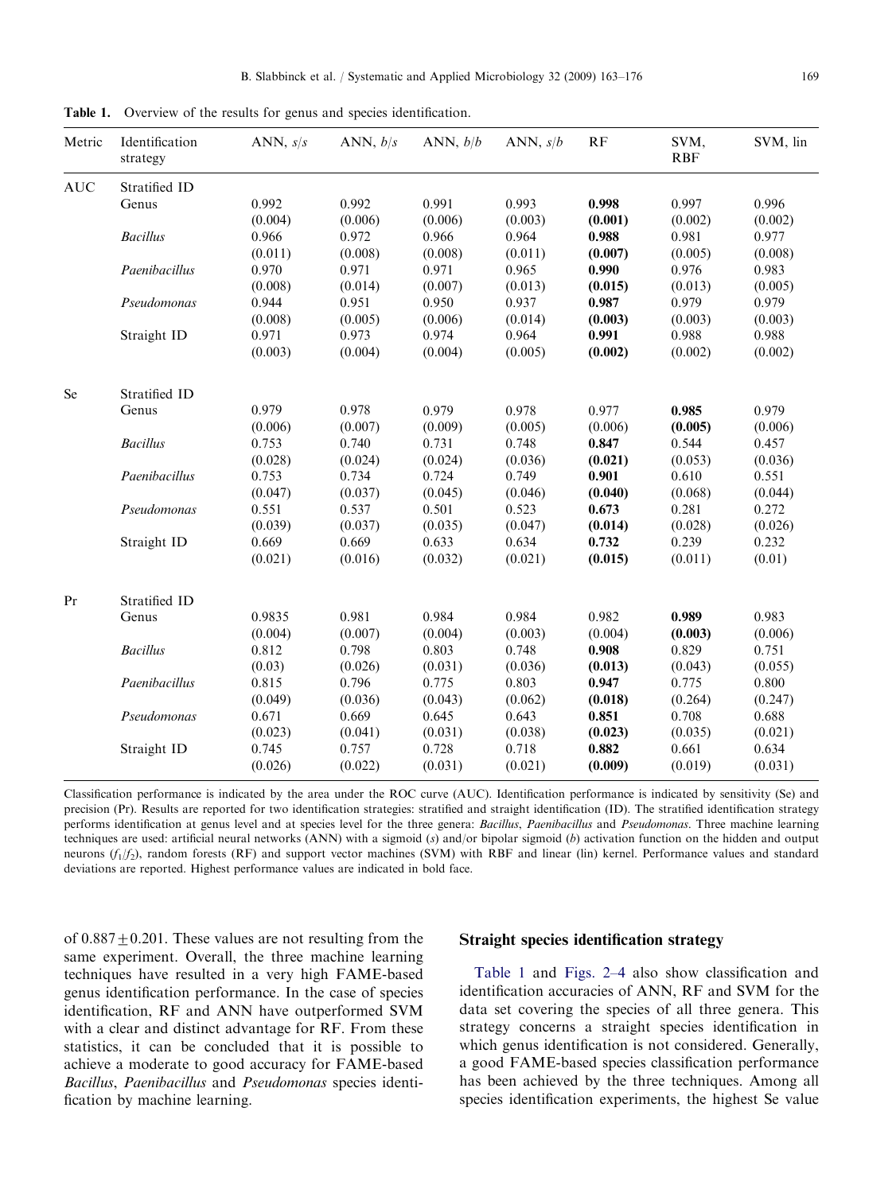**Table 1.** Overview of the results for genus and species identification.

| Metric | Identification strategy | ANN, $s/s$ | ANN, $b/s$ | ANN, $b/b$ | ANN, $s/b$ | RF | SVM, RBF | SVM, lin |
|---|---|---|---|---|---|---|---|---|
| AUC | Stratified ID | | | | | | | |
| | Genus | 0.992 (0.004) | 0.992 (0.006) | 0.991 (0.006) | 0.993 (0.003) | **0.998 (0.001)** | 0.997 (0.002) | 0.996 (0.002) |
| | *Bacillus* | 0.966 (0.011) | 0.972 (0.008) | 0.966 (0.008) | 0.964 (0.011) | **0.988 (0.007)** | 0.981 (0.005) | 0.977 (0.008) |
| | *Paenibacillus* | 0.970 (0.008) | 0.971 (0.014) | 0.971 (0.007) | 0.965 (0.013) | **0.990 (0.015)** | 0.976 (0.013) | 0.983 (0.005) |
| | *Pseudomonas* | 0.944 (0.008) | 0.951 (0.005) | 0.950 (0.006) | 0.937 (0.014) | **0.987 (0.003)** | 0.979 (0.003) | 0.979 (0.003) |
| | Straight ID | 0.971 (0.003) | 0.973 (0.004) | 0.974 (0.004) | 0.964 (0.005) | **0.991 (0.002)** | 0.988 (0.002) | 0.988 (0.002) |
| Se | Stratified ID | | | | | | | |
| | Genus | 0.979 (0.006) | 0.978 (0.007) | 0.979 (0.009) | 0.978 (0.005) | 0.977 (0.006) | **0.985 (0.005)** | 0.979 (0.006) |
| | *Bacillus* | 0.753 (0.028) | 0.740 (0.024) | 0.731 (0.024) | 0.748 (0.036) | **0.847 (0.021)** | 0.544 (0.053) | 0.457 (0.036) |
| | *Paenibacillus* | 0.753 (0.047) | 0.734 (0.037) | 0.724 (0.045) | 0.749 (0.046) | **0.901 (0.040)** | 0.610 (0.068) | 0.551 (0.044) |
| | *Pseudomonas* | 0.551 (0.039) | 0.537 (0.037) | 0.501 (0.035) | 0.523 (0.047) | **0.673 (0.014)** | 0.281 (0.028) | 0.272 (0.026) |
| | Straight ID | 0.669 (0.021) | 0.669 (0.016) | 0.633 (0.032) | 0.634 (0.021) | **0.732 (0.015)** | 0.239 (0.011) | 0.232 (0.01) |
| Pr | Stratified ID | | | | | | | |
| | Genus | 0.9835 (0.004) | 0.981 (0.007) | 0.984 (0.004) | 0.984 (0.003) | 0.982 (0.004) | **0.989 (0.003)** | 0.983 (0.006) |
| | *Bacillus* | 0.812 (0.03) | 0.798 (0.026) | 0.803 (0.031) | 0.748 (0.036) | **0.908 (0.013)** | 0.829 (0.043) | 0.751 (0.055) |
| | *Paenibacillus* | 0.815 (0.049) | 0.796 (0.036) | 0.775 (0.043) | 0.803 (0.062) | **0.947 (0.018)** | 0.775 (0.264) | 0.800 (0.247) |
| | *Pseudomonas* | 0.671 (0.023) | 0.669 (0.041) | 0.645 (0.031) | 0.643 (0.038) | **0.851 (0.023)** | 0.708 (0.035) | 0.688 (0.021) |
| | Straight ID | 0.745 (0.026) | 0.757 (0.022) | 0.728 (0.031) | 0.718 (0.021) | **0.882 (0.009)** | 0.661 (0.019) | 0.634 (0.031) |

Classification performance is indicated by the area under the ROC curve (AUC). Identification performance is indicated by sensitivity (Se) and precision (Pr). Results are reported for two identification strategies: stratified and straight identification (ID). The stratified identification strategy performs identification at genus level and at species level for the three genera: *Bacillus*, *Paenibacillus* and *Pseudomonas*. Three machine learning techniques are used: artificial neural networks (ANN) with a sigmoid ($s$) and/or bipolar sigmoid ($b$) activation function on the hidden and output neurons ($f_1/f_2$), random forests (RF) and support vector machines (SVM) with RBF and linear (lin) kernel. Performance values and standard deviations are reported. Highest performance values are indicated in bold face.

of $0.887 \pm 0.201$. These values are not resulting from the same experiment. Overall, the three machine learning techniques have resulted in a very high FAME-based genus identification performance. In the case of species identification, RF and ANN have outperformed SVM with a clear and distinct advantage for RF. From these statistics, it can be concluded that it is possible to achieve a moderate to good accuracy for FAME-based *Bacillus*, *Paenibacillus* and *Pseudomonas* species identification by machine learning.

## Straight species identification strategy

Table 1 and Figs. 2–4 also show classification and identification accuracies of ANN, RF and SVM for the data set covering the species of all three genera. This strategy concerns a straight species identification in which genus identification is not considered. Generally, a good FAME-based species classification performance has been achieved by the three techniques. Among all species identification experiments, the highest Se value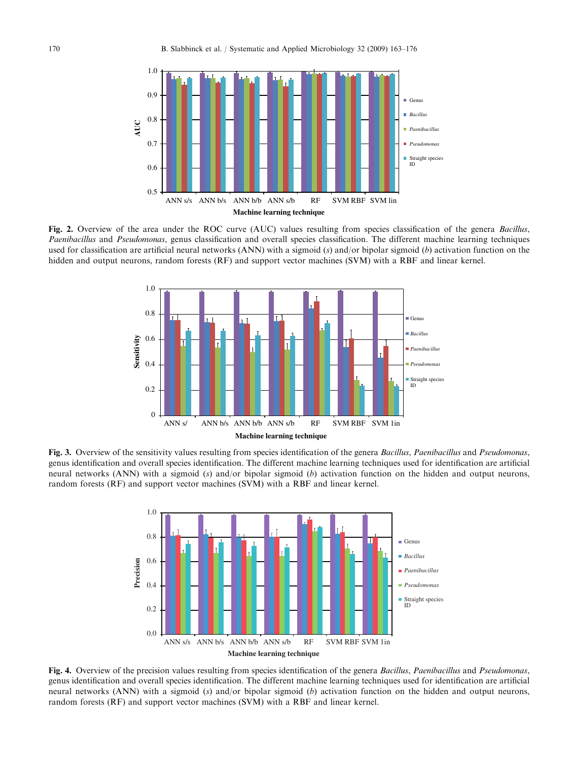**Fig. 2.** Overview of the area under the ROC curve (AUC) values resulting from species classification of the genera *Bacillus*, *Paenibacillus* and *Pseudomonas*, genus classification and overall species classification. The different machine learning techniques used for classification are artificial neural networks (ANN) with a sigmoid (*s*) and/or bipolar sigmoid (*b*) activation function on the hidden and output neurons, random forests (RF) and support vector machines (SVM) with a RBF and linear kernel.

**Fig. 3.** Overview of the sensitivity values resulting from species identification of the genera *Bacillus*, *Paenibacillus* and *Pseudomonas*, genus identification and overall species identification. The different machine learning techniques used for identification are artificial neural networks (ANN) with a sigmoid (*s*) and/or bipolar sigmoid (*b*) activation function on the hidden and output neurons, random forests (RF) and support vector machines (SVM) with a RBF and linear kernel.

**Fig. 4.** Overview of the precision values resulting from species identification of the genera *Bacillus*, *Paenibacillus* and *Pseudomonas*, genus identification and overall species identification. The different machine learning techniques used for identification are artificial neural networks (ANN) with a sigmoid (*s*) and/or bipolar sigmoid (*b*) activation function on the hidden and output neurons, random forests (RF) and support vector machines (SVM) with a RBF and linear kernel.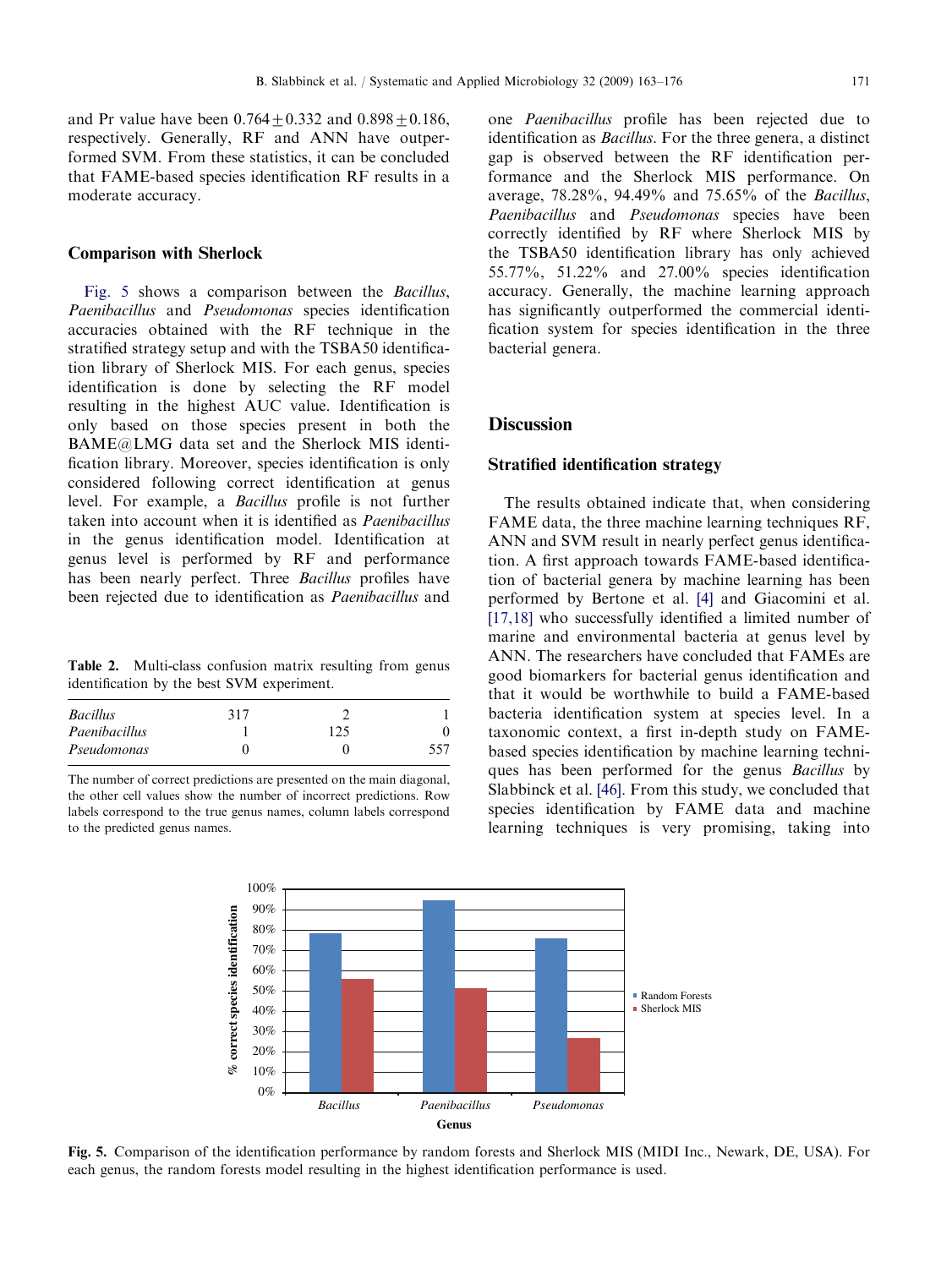and Pr value have been $0.764 \pm 0.332$ and $0.898 \pm 0.186$, respectively. Generally, RF and ANN have outperformed SVM. From these statistics, it can be concluded that FAME-based species identification RF results in a moderate accuracy.

### Comparison with Sherlock

Fig. 5 shows a comparison between the *Bacillus*, *Paenibacillus* and *Pseudomonas* species identification accuracies obtained with the RF technique in the stratified strategy setup and with the TSBA50 identification library of Sherlock MIS. For each genus, species identification is done by selecting the RF model resulting in the highest AUC value. Identification is only based on those species present in both the BAME@LMG data set and the Sherlock MIS identification library. Moreover, species identification is only considered following correct identification at genus level. For example, a *Bacillus* profile is not further taken into account when it is identified as *Paenibacillus* in the genus identification model. Identification at genus level is performed by RF and performance has been nearly perfect. Three *Bacillus* profiles have been rejected due to identification as *Paenibacillus* and one *Paenibacillus* profile has been rejected due to identification as *Bacillus*. For the three genera, a distinct gap is observed between the RF identification performance and the Sherlock MIS performance. On average, 78.28%, 94.49% and 75.65% of the *Bacillus*, *Paenibacillus* and *Pseudomonas* species have been correctly identified by RF where Sherlock MIS by the TSBA50 identification library has only achieved 55.77%, 51.22% and 27.00% species identification accuracy. Generally, the machine learning approach has significantly outperformed the commercial identification system for species identification in the three bacterial genera.

**Table 2.** Multi-class confusion matrix resulting from genus identification by the best SVM experiment.

| | | | |
|---|---|---|---|
| *Bacillus* | 317 | 2 | 1 |
| *Paenibacillus* | 1 | 125 | 0 |
| *Pseudomonas* | 0 | 0 | 557 |

The number of correct predictions are presented on the main diagonal, the other cell values show the number of incorrect predictions. Row labels correspond to the true genus names, column labels correspond to the predicted genus names.

## Discussion

### Stratified identification strategy

The results obtained indicate that, when considering FAME data, the three machine learning techniques RF, ANN and SVM result in nearly perfect genus identification. A first approach towards FAME-based identification of bacterial genera by machine learning has been performed by Bertone et al. [4] and Giacomini et al. [17,18] who successfully identified a limited number of marine and environmental bacteria at genus level by ANN. The researchers have concluded that FAMEs are good biomarkers for bacterial genus identification and that it would be worthwhile to build a FAME-based bacteria identification system at species level. In a taxonomic context, a first in-depth study on FAME-based species identification by machine learning techniques has been performed for the genus *Bacillus* by Slabbinck et al. [46]. From this study, we concluded that species identification by FAME data and machine learning techniques is very promising, taking into

**Fig. 5.** Comparison of the identification performance by random forests and Sherlock MIS (MIDI Inc., Newark, DE, USA). For each genus, the random forests model resulting in the highest identification performance is used.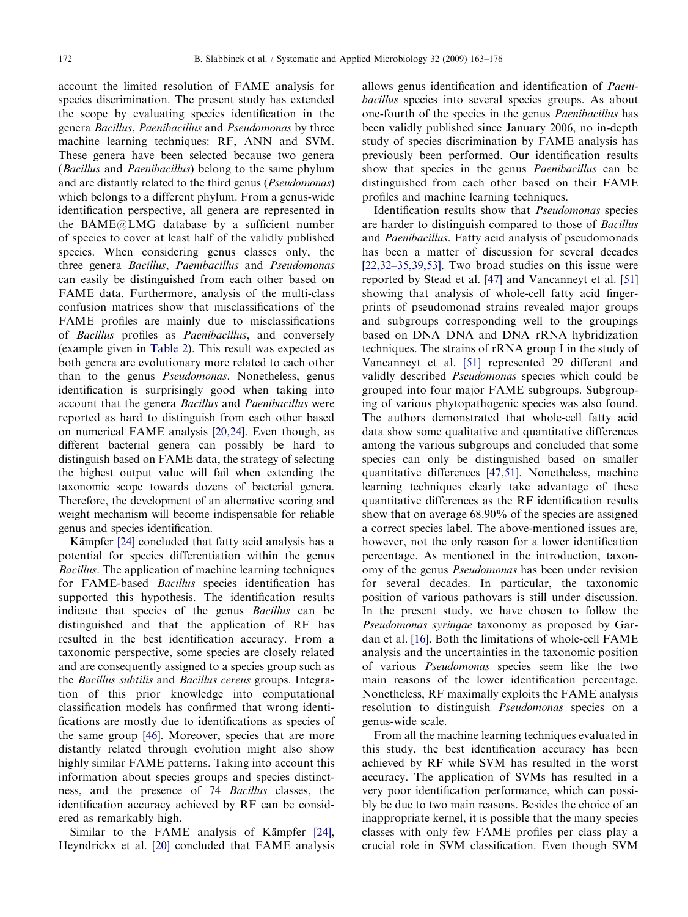account the limited resolution of FAME analysis for species discrimination. The present study has extended the scope by evaluating species identification in the genera *Bacillus*, *Paenibacillus* and *Pseudomonas* by three machine learning techniques: RF, ANN and SVM. These genera have been selected because two genera (*Bacillus* and *Paenibacillus*) belong to the same phylum and are distantly related to the third genus (*Pseudomonas*) which belongs to a different phylum. From a genus-wide identification perspective, all genera are represented in the BAME@LMG database by a sufficient number of species to cover at least half of the validly published species. When considering genus classes only, the three genera *Bacillus*, *Paenibacillus* and *Pseudomonas* can easily be distinguished from each other based on FAME data. Furthermore, analysis of the multi-class confusion matrices show that misclassifications of the FAME profiles are mainly due to misclassifications of *Bacillus* profiles as *Paenibacillus*, and conversely (example given in Table 2). This result was expected as both genera are evolutionary more related to each other than to the genus *Pseudomonas*. Nonetheless, genus identification is surprisingly good when taking into account that the genera *Bacillus* and *Paenibacillus* were reported as hard to distinguish from each other based on numerical FAME analysis [20,24]. Even though, as different bacterial genera can possibly be hard to distinguish based on FAME data, the strategy of selecting the highest output value will fail when extending the taxonomic scope towards dozens of bacterial genera. Therefore, the development of an alternative scoring and weight mechanism will become indispensable for reliable genus and species identification.

Kämpfer [24] concluded that fatty acid analysis has a potential for species differentiation within the genus *Bacillus*. The application of machine learning techniques for FAME-based *Bacillus* species identification has supported this hypothesis. The identification results indicate that species of the genus *Bacillus* can be distinguished and that the application of RF has resulted in the best identification accuracy. From a taxonomic perspective, some species are closely related and are consequently assigned to a species group such as the *Bacillus subtilis* and *Bacillus cereus* groups. Integration of this prior knowledge into computational classification models has confirmed that wrong identifications are mostly due to identifications as species of the same group [46]. Moreover, species that are more distantly related through evolution might also show highly similar FAME patterns. Taking into account this information about species groups and species distinctness, and the presence of 74 *Bacillus* classes, the identification accuracy achieved by RF can be considered as remarkably high.

Similar to the FAME analysis of Kämpfer [24], Heyndrickx et al. [20] concluded that FAME analysis allows genus identification and identification of *Paenibacillus* species into several species groups. As about one-fourth of the species in the genus *Paenibacillus* has been validly published since January 2006, no in-depth study of species discrimination by FAME analysis has previously been performed. Our identification results show that species in the genus *Paenibacillus* can be distinguished from each other based on their FAME profiles and machine learning techniques.

Identification results show that *Pseudomonas* species are harder to distinguish compared to those of *Bacillus* and *Paenibacillus*. Fatty acid analysis of pseudomonads has been a matter of discussion for several decades [22,32–35,39,53]. Two broad studies on this issue were reported by Stead et al. [47] and Vancanneyt et al. [51] showing that analysis of whole-cell fatty acid fingerprints of pseudomonad strains revealed major groups and subgroups corresponding well to the groupings based on DNA–DNA and DNA–rRNA hybridization techniques. The strains of rRNA group I in the study of Vancanneyt et al. [51] represented 29 different and validly described *Pseudomonas* species which could be grouped into four major FAME subgroups. Subgrouping of various phytopathogenic species was also found. The authors demonstrated that whole-cell fatty acid data show some qualitative and quantitative differences among the various subgroups and concluded that some species can only be distinguished based on smaller quantitative differences [47,51]. Nonetheless, machine learning techniques clearly take advantage of these quantitative differences as the RF identification results show that on average 68.90% of the species are assigned a correct species label. The above-mentioned issues are, however, not the only reason for a lower identification percentage. As mentioned in the introduction, taxonomy of the genus *Pseudomonas* has been under revision for several decades. In particular, the taxonomic position of various pathovars is still under discussion. In the present study, we have chosen to follow the *Pseudomonas syringae* taxonomy as proposed by Gardan et al. [16]. Both the limitations of whole-cell FAME analysis and the uncertainties in the taxonomic position of various *Pseudomonas* species seem like the two main reasons of the lower identification percentage. Nonetheless, RF maximally exploits the FAME analysis resolution to distinguish *Pseudomonas* species on a genus-wide scale.

From all the machine learning techniques evaluated in this study, the best identification accuracy has been achieved by RF while SVM has resulted in the worst accuracy. The application of SVMs has resulted in a very poor identification performance, which can possibly be due to two main reasons. Besides the choice of an inappropriate kernel, it is possible that the many species classes with only few FAME profiles per class play a crucial role in SVM classification. Even though SVM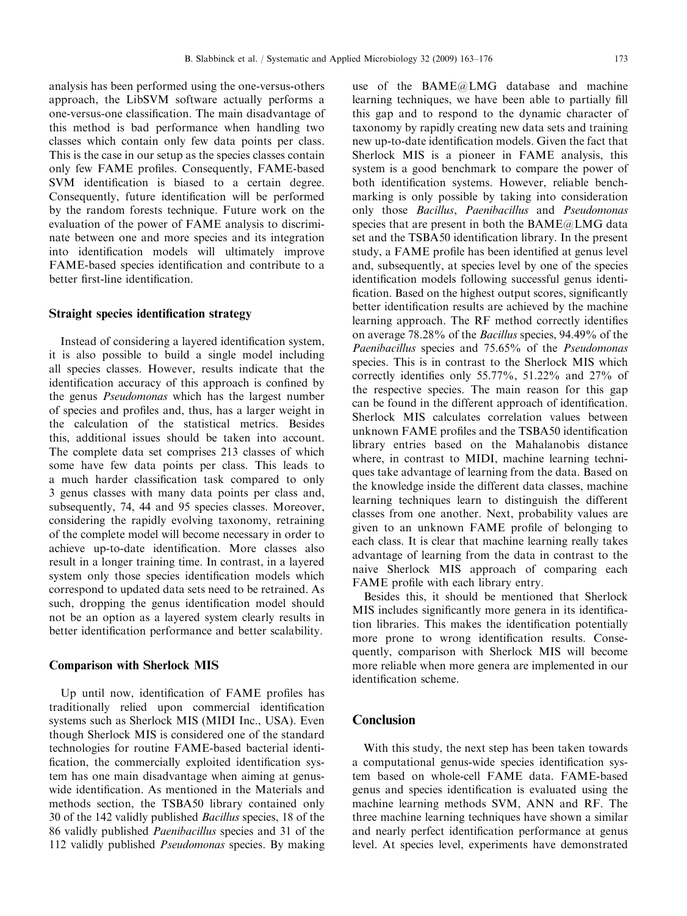analysis has been performed using the one-versus-others approach, the LibSVM software actually performs a one-versus-one classification. The main disadvantage of this method is bad performance when handling two classes which contain only few data points per class. This is the case in our setup as the species classes contain only few FAME profiles. Consequently, FAME-based SVM identification is biased to a certain degree. Consequently, future identification will be performed by the random forests technique. Future work on the evaluation of the power of FAME analysis to discriminate between one and more species and its integration into identification models will ultimately improve FAME-based species identification and contribute to a better first-line identification.

### Straight species identification strategy

Instead of considering a layered identification system, it is also possible to build a single model including all species classes. However, results indicate that the identification accuracy of this approach is confined by the genus *Pseudomonas* which has the largest number of species and profiles and, thus, has a larger weight in the calculation of the statistical metrics. Besides this, additional issues should be taken into account. The complete data set comprises 213 classes of which some have few data points per class. This leads to a much harder classification task compared to only 3 genus classes with many data points per class and, subsequently, 74, 44 and 95 species classes. Moreover, considering the rapidly evolving taxonomy, retraining of the complete model will become necessary in order to achieve up-to-date identification. More classes also result in a longer training time. In contrast, in a layered system only those species identification models which correspond to updated data sets need to be retrained. As such, dropping the genus identification model should not be an option as a layered system clearly results in better identification performance and better scalability.

### Comparison with Sherlock MIS

Up until now, identification of FAME profiles has traditionally relied upon commercial identification systems such as Sherlock MIS (MIDI Inc., USA). Even though Sherlock MIS is considered one of the standard technologies for routine FAME-based bacterial identification, the commercially exploited identification system has one main disadvantage when aiming at genus-wide identification. As mentioned in the Materials and methods section, the TSBA50 library contained only 30 of the 142 validly published *Bacillus* species, 18 of the 86 validly published *Paenibacillus* species and 31 of the 112 validly published *Pseudomonas* species. By making use of the BAME@LMG database and machine learning techniques, we have been able to partially fill this gap and to respond to the dynamic character of taxonomy by rapidly creating new data sets and training new up-to-date identification models. Given the fact that Sherlock MIS is a pioneer in FAME analysis, this system is a good benchmark to compare the power of both identification systems. However, reliable benchmarking is only possible by taking into consideration only those *Bacillus*, *Paenibacillus* and *Pseudomonas* species that are present in both the BAME@LMG data set and the TSBA50 identification library. In the present study, a FAME profile has been identified at genus level and, subsequently, at species level by one of the species identification models following successful genus identification. Based on the highest output scores, significantly better identification results are achieved by the machine learning approach. The RF method correctly identifies on average 78.28% of the *Bacillus* species, 94.49% of the *Paenibacillus* species and 75.65% of the *Pseudomonas* species. This is in contrast to the Sherlock MIS which correctly identifies only 55.77%, 51.22% and 27% of the respective species. The main reason for this gap can be found in the different approach of identification. Sherlock MIS calculates correlation values between unknown FAME profiles and the TSBA50 identification library entries based on the Mahalanobis distance where, in contrast to MIDI, machine learning techniques take advantage of learning from the data. Based on the knowledge inside the different data classes, machine learning techniques learn to distinguish the different classes from one another. Next, probability values are given to an unknown FAME profile of belonging to each class. It is clear that machine learning really takes advantage of learning from the data in contrast to the naive Sherlock MIS approach of comparing each FAME profile with each library entry.

Besides this, it should be mentioned that Sherlock MIS includes significantly more genera in its identification libraries. This makes the identification potentially more prone to wrong identification results. Consequently, comparison with Sherlock MIS will become more reliable when more genera are implemented in our identification scheme.

## Conclusion

With this study, the next step has been taken towards a computational genus-wide species identification system based on whole-cell FAME data. FAME-based genus and species identification is evaluated using the machine learning methods SVM, ANN and RF. The three machine learning techniques have shown a similar and nearly perfect identification performance at genus level. At species level, experiments have demonstrated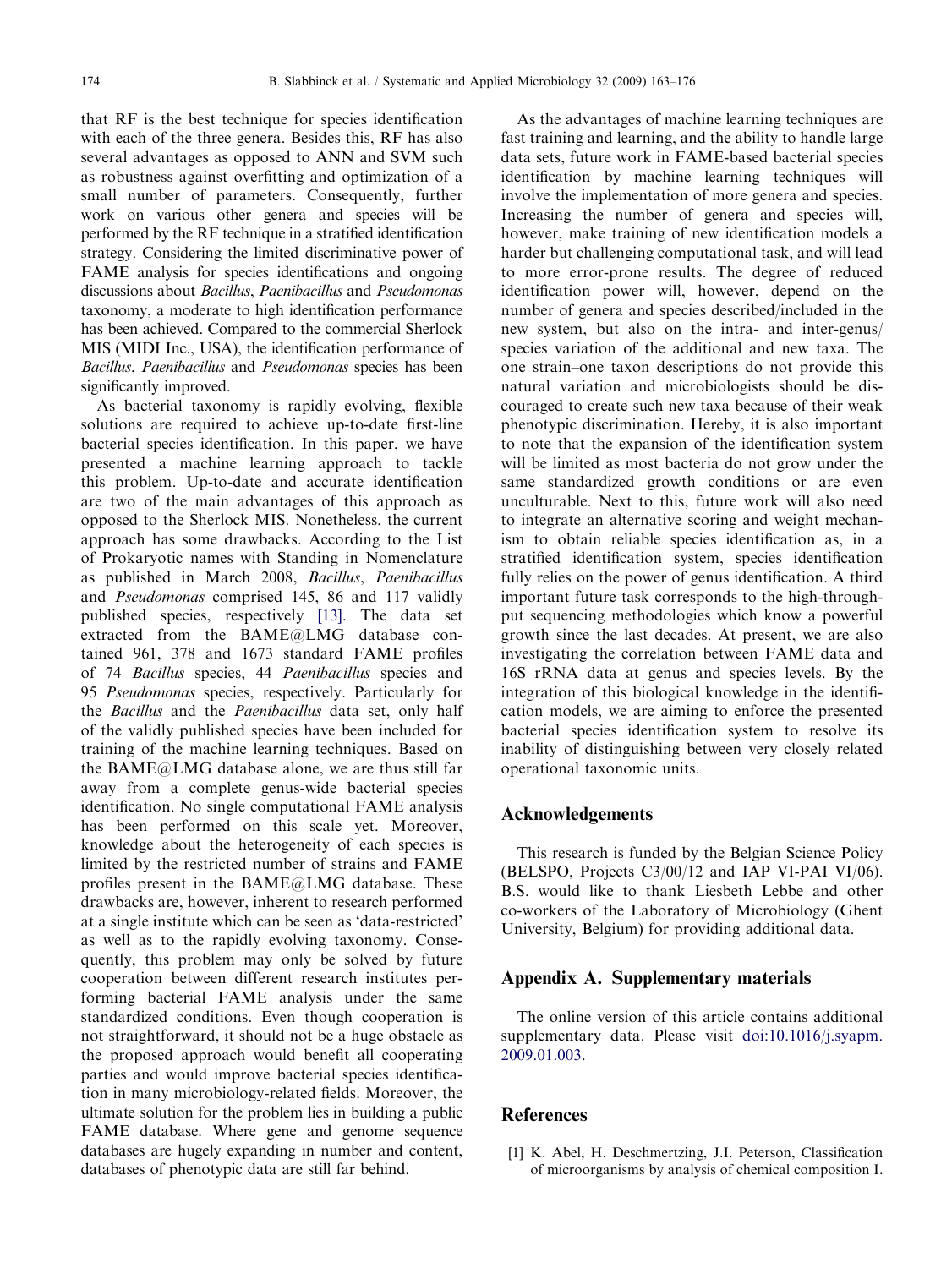that RF is the best technique for species identification with each of the three genera. Besides this, RF has also several advantages as opposed to ANN and SVM such as robustness against overfitting and optimization of a small number of parameters. Consequently, further work on various other genera and species will be performed by the RF technique in a stratified identification strategy. Considering the limited discriminative power of FAME analysis for species identifications and ongoing discussions about *Bacillus*, *Paenibacillus* and *Pseudomonas* taxonomy, a moderate to high identification performance has been achieved. Compared to the commercial Sherlock MIS (MIDI Inc., USA), the identification performance of *Bacillus*, *Paenibacillus* and *Pseudomonas* species has been significantly improved.

As bacterial taxonomy is rapidly evolving, flexible solutions are required to achieve up-to-date first-line bacterial species identification. In this paper, we have presented a machine learning approach to tackle this problem. Up-to-date and accurate identification are two of the main advantages of this approach as opposed to the Sherlock MIS. Nonetheless, the current approach has some drawbacks. According to the List of Prokaryotic names with Standing in Nomenclature as published in March 2008, *Bacillus*, *Paenibacillus* and *Pseudomonas* comprised 145, 86 and 117 validly published species, respectively [13]. The data set extracted from the BAME@LMG database contained 961, 378 and 1673 standard FAME profiles of 74 *Bacillus* species, 44 *Paenibacillus* species and 95 *Pseudomonas* species, respectively. Particularly for the *Bacillus* and the *Paenibacillus* data set, only half of the validly published species have been included for training of the machine learning techniques. Based on the BAME@LMG database alone, we are thus still far away from a complete genus-wide bacterial species identification. No single computational FAME analysis has been performed on this scale yet. Moreover, knowledge about the heterogeneity of each species is limited by the restricted number of strains and FAME profiles present in the BAME@LMG database. These drawbacks are, however, inherent to research performed at a single institute which can be seen as 'data-restricted' as well as to the rapidly evolving taxonomy. Consequently, this problem may only be solved by future cooperation between different research institutes performing bacterial FAME analysis under the same standardized conditions. Even though cooperation is not straightforward, it should not be a huge obstacle as the proposed approach would benefit all cooperating parties and would improve bacterial species identification in many microbiology-related fields. Moreover, the ultimate solution for the problem lies in building a public FAME database. Where gene and genome sequence databases are hugely expanding in number and content, databases of phenotypic data are still far behind.

As the advantages of machine learning techniques are fast training and learning, and the ability to handle large data sets, future work in FAME-based bacterial species identification by machine learning techniques will involve the implementation of more genera and species. Increasing the number of genera and species will, however, make training of new identification models a harder but challenging computational task, and will lead to more error-prone results. The degree of reduced identification power will, however, depend on the number of genera and species described/included in the new system, but also on the intra- and inter-genus/species variation of the additional and new taxa. The one strain–one taxon descriptions do not provide this natural variation and microbiologists should be discouraged to create such new taxa because of their weak phenotypic discrimination. Hereby, it is also important to note that the expansion of the identification system will be limited as most bacteria do not grow under the same standardized growth conditions or are even unculturable. Next to this, future work will also need to integrate an alternative scoring and weight mechanism to obtain reliable species identification as, in a stratified identification system, species identification fully relies on the power of genus identification. A third important future task corresponds to the high-throughput sequencing methodologies which know a powerful growth since the last decades. At present, we are also investigating the correlation between FAME data and 16S rRNA data at genus and species levels. By the integration of this biological knowledge in the identification models, we are aiming to enforce the presented bacterial species identification system to resolve its inability of distinguishing between very closely related operational taxonomic units.

## Acknowledgements

This research is funded by the Belgian Science Policy (BELSPO, Projects C3/00/12 and IAP VI-PAI VI/06). B.S. would like to thank Liesbeth Lebbe and other co-workers of the Laboratory of Microbiology (Ghent University, Belgium) for providing additional data.

## Appendix A. Supplementary materials

The online version of this article contains additional supplementary data. Please visit doi:10.1016/j.syapm.2009.01.003.

## References

[1] K. Abel, H. Deschmertzing, J.I. Peterson, Classification of microorganisms by analysis of chemical composition I.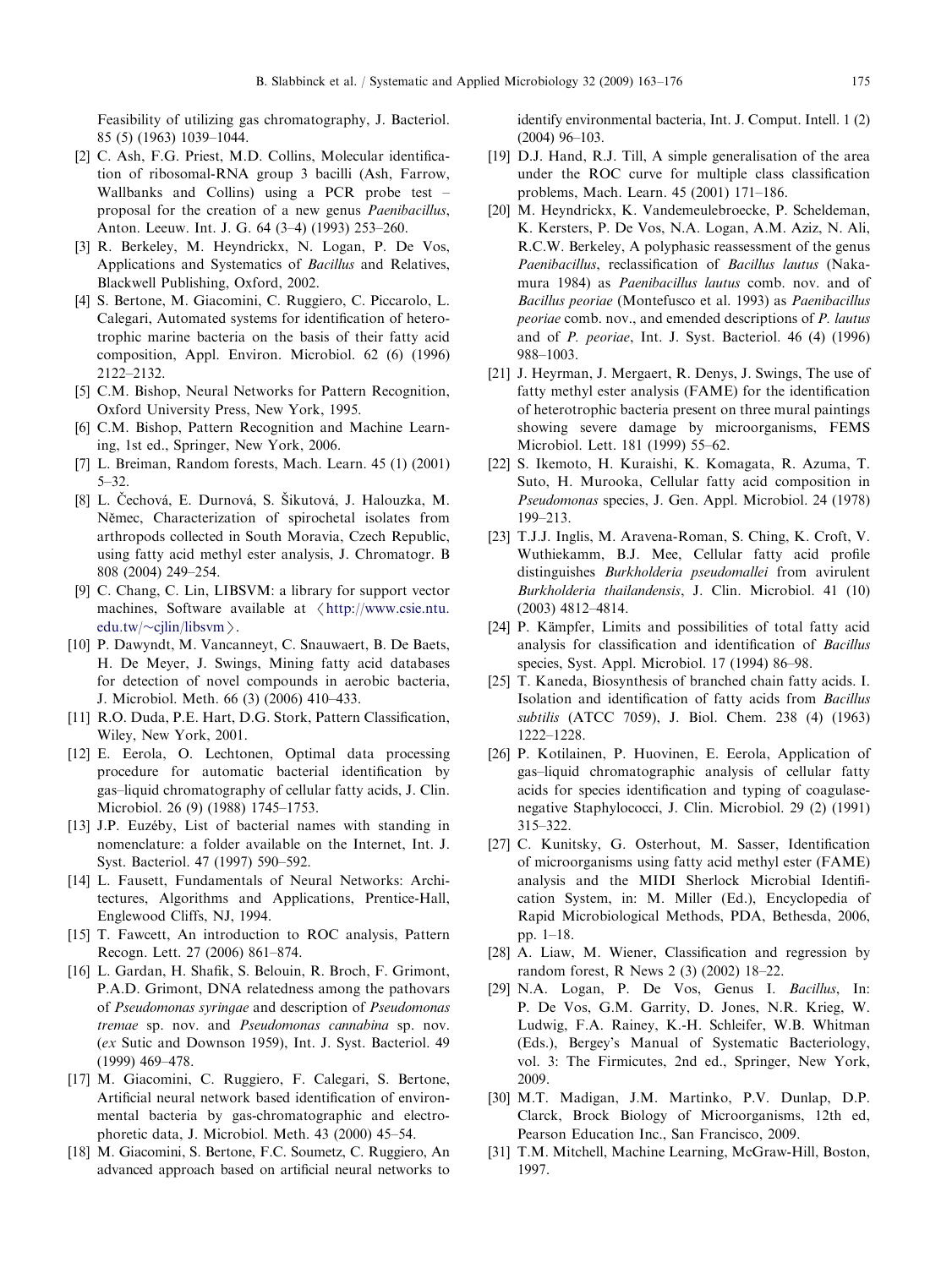Feasibility of utilizing gas chromatography, J. Bacteriol. 85 (5) (1963) 1039–1044.

[2] C. Ash, F.G. Priest, M.D. Collins, Molecular identification of ribosomal-RNA group 3 bacilli (Ash, Farrow, Wallbanks and Collins) using a PCR probe test – proposal for the creation of a new genus *Paenibacillus*, Anton. Leeuw. Int. J. G. 64 (3–4) (1993) 253–260.

[3] R. Berkeley, M. Heyndrickx, N. Logan, P. De Vos, Applications and Systematics of *Bacillus* and Relatives, Blackwell Publishing, Oxford, 2002.

[4] S. Bertone, M. Giacomini, C. Ruggiero, C. Piccarolo, L. Calegari, Automated systems for identification of heterotrophic marine bacteria on the basis of their fatty acid composition, Appl. Environ. Microbiol. 62 (6) (1996) 2122–2132.

[5] C.M. Bishop, Neural Networks for Pattern Recognition, Oxford University Press, New York, 1995.

[6] C.M. Bishop, Pattern Recognition and Machine Learning, 1st ed., Springer, New York, 2006.

[7] L. Breiman, Random forests, Mach. Learn. 45 (1) (2001) 5–32.

[8] L. Čechová, E. Durnová, S. Šikutová, J. Halouzka, M. Němec, Characterization of spirochetal isolates from arthropods collected in South Moravia, Czech Republic, using fatty acid methyl ester analysis, J. Chromatogr. B 808 (2004) 249–254.

[9] C. Chang, C. Lin, LIBSVM: a library for support vector machines, Software available at ⟨http://www.csie.ntu.edu.tw/~cjlin/libsvm⟩.

[10] P. Dawyndt, M. Vancanneyt, C. Snauwaert, B. De Baets, H. De Meyer, J. Swings, Mining fatty acid databases for detection of novel compounds in aerobic bacteria, J. Microbiol. Meth. 66 (3) (2006) 410–433.

[11] R.O. Duda, P.E. Hart, D.G. Stork, Pattern Classification, Wiley, New York, 2001.

[12] E. Eerola, O. Lechtonen, Optimal data processing procedure for automatic bacterial identification by gas–liquid chromatography of cellular fatty acids, J. Clin. Microbiol. 26 (9) (1988) 1745–1753.

[13] J.P. Euzéby, List of bacterial names with standing in nomenclature: a folder available on the Internet, Int. J. Syst. Bacteriol. 47 (1997) 590–592.

[14] L. Fausett, Fundamentals of Neural Networks: Architectures, Algorithms and Applications, Prentice-Hall, Englewood Cliffs, NJ, 1994.

[15] T. Fawcett, An introduction to ROC analysis, Pattern Recogn. Lett. 27 (2006) 861–874.

[16] L. Gardan, H. Shafik, S. Belouin, R. Broch, F. Grimont, P.A.D. Grimont, DNA relatedness among the pathovars of *Pseudomonas syringae* and description of *Pseudomonas tremae* sp. nov. and *Pseudomonas cannabina* sp. nov. (*ex* Sutic and Dowson 1959), Int. J. Syst. Bacteriol. 49 (1999) 469–478.

[17] M. Giacomini, C. Ruggiero, F. Calegari, S. Bertone, Artificial neural network based identification of environmental bacteria by gas-chromatographic and electrophoretic data, J. Microbiol. Meth. 43 (2000) 45–54.

[18] M. Giacomini, S. Bertone, F.C. Soumetz, C. Ruggiero, An advanced approach based on artificial neural networks to identify environmental bacteria, Int. J. Comput. Intell. 1 (2) (2004) 96–103.

[19] D.J. Hand, R.J. Till, A simple generalisation of the area under the ROC curve for multiple class classification problems, Mach. Learn. 45 (2001) 171–186.

[20] M. Heyndrickx, K. Vandemeulebroecke, P. Scheldeman, K. Kersters, P. De Vos, N.A. Logan, A.M. Aziz, N. Ali, R.C.W. Berkeley, A polyphasic reassessment of the genus *Paenibacillus*, reclassification of *Bacillus lautus* (Nakamura 1984) as *Paenibacillus lautus* comb. nov. and of *Bacillus peoriae* (Montefusco et al. 1993) as *Paenibacillus peoriae* comb. nov., and emended descriptions of *P. lautus* and of *P. peoriae*, Int. J. Syst. Bacteriol. 46 (4) (1996) 988–1003.

[21] J. Heyrman, J. Mergaert, R. Denys, J. Swings, The use of fatty methyl ester analysis (FAME) for the identification of heterotrophic bacteria present on three mural paintings showing severe damage by microorganisms, FEMS Microbiol. Lett. 181 (1999) 55–62.

[22] S. Ikemoto, H. Kuraishi, K. Komagata, R. Azuma, T. Suto, H. Murooka, Cellular fatty acid composition in *Pseudomonas* species, J. Gen. Appl. Microbiol. 24 (1978) 199–213.

[23] T.J.J. Inglis, M. Aravena-Roman, S. Ching, K. Croft, V. Wuthiekamm, B.J. Mee, Cellular fatty acid profile distinguishes *Burkholderia pseudomallei* from avirulent *Burkholderia thailandensis*, J. Clin. Microbiol. 41 (10) (2003) 4812–4814.

[24] P. Kämpfer, Limits and possibilities of total fatty acid analysis for classification and identification of *Bacillus* species, Syst. Appl. Microbiol. 17 (1994) 86–98.

[25] T. Kaneda, Biosynthesis of branched chain fatty acids. I. Isolation and identification of fatty acids from *Bacillus subtilis* (ATCC 7059), J. Biol. Chem. 238 (4) (1963) 1222–1228.

[26] P. Kotilainen, P. Huovinen, E. Eerola, Application of gas–liquid chromatographic analysis of cellular fatty acids for species identification and typing of coagulase-negative Staphylococci, J. Clin. Microbiol. 29 (2) (1991) 315–322.

[27] C. Kunitsky, G. Osterhout, M. Sasser, Identification of microorganisms using fatty acid methyl ester (FAME) analysis and the MIDI Sherlock Microbial Identification System, in: M. Miller (Ed.), Encyclopedia of Rapid Microbiological Methods, PDA, Bethesda, 2006, pp. 1–18.

[28] A. Liaw, M. Wiener, Classification and regression by random forest, R News 2 (3) (2002) 18–22.

[29] N.A. Logan, P. De Vos, Genus I. *Bacillus*, In: P. De Vos, G.M. Garrity, D. Jones, N.R. Krieg, W. Ludwig, F.A. Rainey, K.-H. Schleifer, W.B. Whitman (Eds.), Bergey's Manual of Systematic Bacteriology, vol. 3: The Firmicutes, 2nd ed., Springer, New York, 2009.

[30] M.T. Madigan, J.M. Martinko, P.V. Dunlap, D.P. Clarck, Brock Biology of Microorganisms, 12th ed, Pearson Education Inc., San Francisco, 2009.

[31] T.M. Mitchell, Machine Learning, McGraw-Hill, Boston, 1997.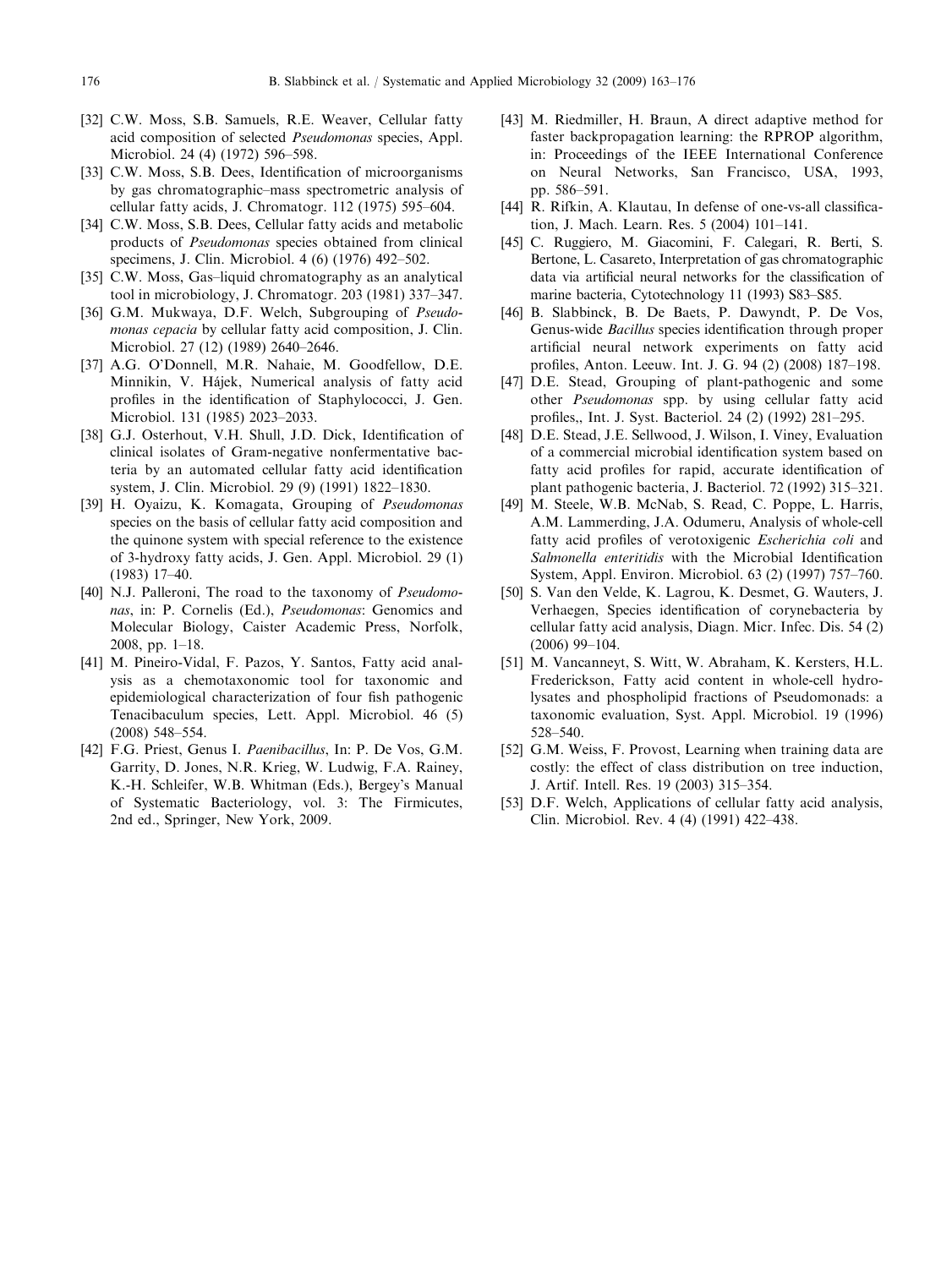[32] C.W. Moss, S.B. Samuels, R.E. Weaver, Cellular fatty acid composition of selected *Pseudomonas* species, Appl. Microbiol. 24 (4) (1972) 596–598.

[33] C.W. Moss, S.B. Dees, Identification of microorganisms by gas chromatographic–mass spectrometric analysis of cellular fatty acids, J. Chromatogr. 112 (1975) 595–604.

[34] C.W. Moss, S.B. Dees, Cellular fatty acids and metabolic products of *Pseudomonas* species obtained from clinical specimens, J. Clin. Microbiol. 4 (6) (1976) 492–502.

[35] C.W. Moss, Gas–liquid chromatography as an analytical tool in microbiology, J. Chromatogr. 203 (1981) 337–347.

[36] G.M. Mukwaya, D.F. Welch, Subgrouping of *Pseudomonas cepacia* by cellular fatty acid composition, J. Clin. Microbiol. 27 (12) (1989) 2640–2646.

[37] A.G. O'Donnell, M.R. Nahaie, M. Goodfellow, D.E. Minnikin, V. Hájek, Numerical analysis of fatty acid profiles in the identification of Staphylococci, J. Gen. Microbiol. 131 (1985) 2023–2033.

[38] G.J. Osterhout, V.H. Shull, J.D. Dick, Identification of clinical isolates of Gram-negative nonfermentative bacteria by an automated cellular fatty acid identification system, J. Clin. Microbiol. 29 (9) (1991) 1822–1830.

[39] H. Oyaizu, K. Komagata, Grouping of *Pseudomonas* species on the basis of cellular fatty acid composition and the quinone system with special reference to the existence of 3-hydroxy fatty acids, J. Gen. Appl. Microbiol. 29 (1) (1983) 17–40.

[40] N.J. Palleroni, The road to the taxonomy of *Pseudomonas*, in: P. Cornelis (Ed.), *Pseudomonas*: Genomics and Molecular Biology, Caister Academic Press, Norfolk, 2008, pp. 1–18.

[41] M. Pineiro-Vidal, F. Pazos, Y. Santos, Fatty acid analysis as a chemotaxonomic tool for taxonomic and epidemiological characterization of four fish pathogenic Tenacibaculum species, Lett. Appl. Microbiol. 46 (5) (2008) 548–554.

[42] F.G. Priest, Genus I. *Paenibacillus*, In: P. De Vos, G.M. Garrity, D. Jones, N.R. Krieg, W. Ludwig, F.A. Rainey, K.-H. Schleifer, W.B. Whitman (Eds.), Bergey's Manual of Systematic Bacteriology, vol. 3: The Firmicutes, 2nd ed., Springer, New York, 2009.

[43] M. Riedmiller, H. Braun, A direct adaptive method for faster backpropagation learning: the RPROP algorithm, in: Proceedings of the IEEE International Conference on Neural Networks, San Francisco, USA, 1993, pp. 586–591.

[44] R. Rifkin, A. Klautau, In defense of one-vs-all classification, J. Mach. Learn. Res. 5 (2004) 101–141.

[45] C. Ruggiero, M. Giacomini, F. Calegari, R. Berti, S. Bertone, L. Casareto, Interpretation of gas chromatographic data via artificial neural networks for the classification of marine bacteria, Cytotechnology 11 (1993) S83–S85.

[46] B. Slabbinck, B. De Baets, P. Dawyndt, P. De Vos, Genus-wide *Bacillus* species identification through proper artificial neural network experiments on fatty acid profiles, Anton. Leeuw. Int. J. G. 94 (2) (2008) 187–198.

[47] D.E. Stead, Grouping of plant-pathogenic and some other *Pseudomonas* spp. by using cellular fatty acid profiles,, Int. J. Syst. Bacteriol. 24 (2) (1992) 281–295.

[48] D.E. Stead, J.E. Sellwood, J. Wilson, I. Viney, Evaluation of a commercial microbial identification system based on fatty acid profiles for rapid, accurate identification of plant pathogenic bacteria, J. Bacteriol. 72 (1992) 315–321.

[49] M. Steele, W.B. McNab, S. Read, C. Poppe, L. Harris, A.M. Lammerding, J.A. Odumeru, Analysis of whole-cell fatty acid profiles of verotoxigenic *Escherichia coli* and *Salmonella enteritidis* with the Microbial Identification System, Appl. Environ. Microbiol. 63 (2) (1997) 757–760.

[50] S. Van den Velde, K. Lagrou, K. Desmet, G. Wauters, J. Verhaegen, Species identification of corynebacteria by cellular fatty acid analysis, Diagn. Micr. Infec. Dis. 54 (2) (2006) 99–104.

[51] M. Vancanneyt, S. Witt, W. Abraham, K. Kersters, H.L. Frederickson, Fatty acid content in whole-cell hydrolysates and phospholipid fractions of Pseudomonads: a taxonomic evaluation, Syst. Appl. Microbiol. 19 (1996) 528–540.

[52] G.M. Weiss, F. Provost, Learning when training data are costly: the effect of class distribution on tree induction, J. Artif. Intell. Res. 19 (2003) 315–354.

[53] D.F. Welch, Applications of cellular fatty acid analysis, Clin. Microbiol. Rev. 4 (4) (1991) 422–438.